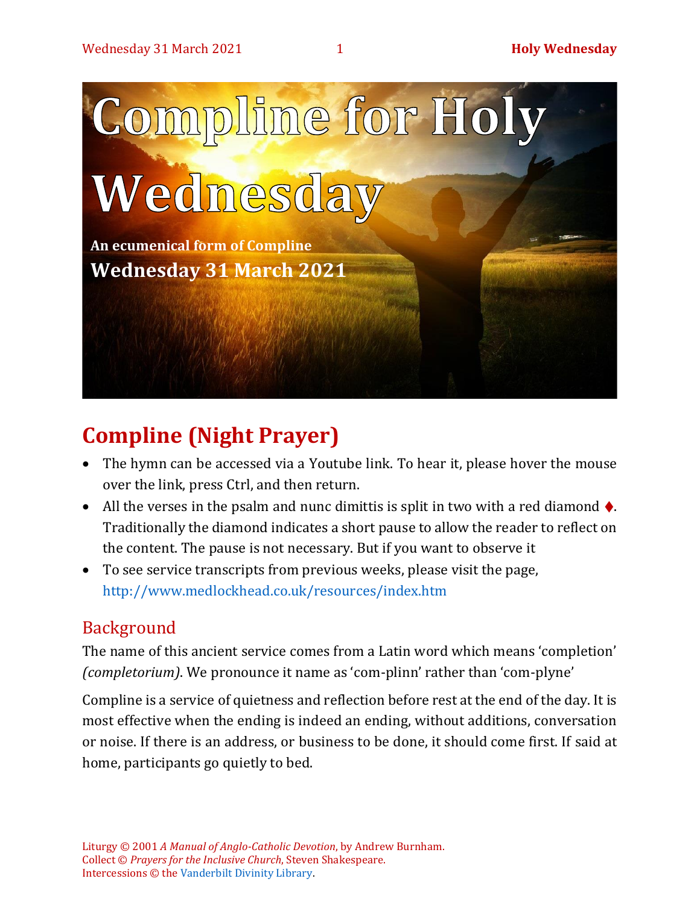# Compline for Holy Wednesday

**An ecumenical form of Compline**

**Wednesday 31 March 2021**

## Compline (Night Prayer)

- The hymn can be accessed via a Youtube link. To hear it, please hover the mouse over the link, press Ctrl, and then return.
- All the verses in the psalm and nunc dimittis is split in two with a red diamond ♦. Traditionally the diamond indicates a short pause to allow the reader to reflect on the content. The pause is not necessary. But if you want to observe it
- To see service transcripts from previous weeks, please visit the page, http://www.medlockhead.co.uk/resources/index.htm

### Background

The name of this ancient service comes from a Latin word which means 'completion' *(completorium)*. We pronounce it name as 'com-plinn' rather than 'com-plyne'

Compline is a service of quietness and reflection before rest at the end of the day. It is most effective when the ending is indeed an ending, without additions, conversation or noise. If there is an address, or business to be done, it should come first. If said at home, participants go quietly to bed.

Liturgy © 2001 *A Manual of Anglo-Catholic Devotion*, by Andrew Burnham.
Collect © *Prayers for the Inclusive Church*, Steven Shakespeare.
Intercessions © the Vanderbilt Divinity Library.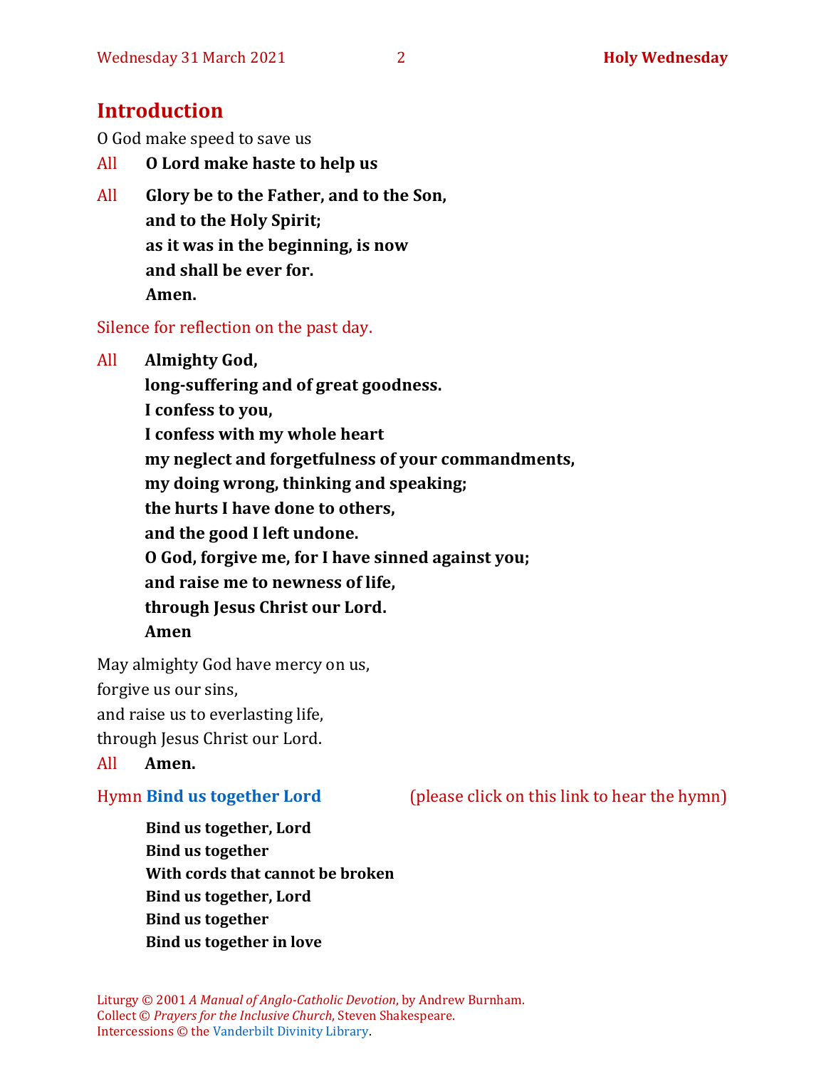## Introduction

O God make speed to save us

All **O Lord make haste to help us**

All **Glory be to the Father, and to the Son,**
**and to the Holy Spirit;**
**as it was in the beginning, is now**
**and shall be ever for.**
**Amen.**

Silence for reflection on the past day.

All **Almighty God,**
**long-suffering and of great goodness.**
**I confess to you,**
**I confess with my whole heart**
**my neglect and forgetfulness of your commandments,**
**my doing wrong, thinking and speaking;**
**the hurts I have done to others,**
**and the good I left undone.**
**O God, forgive me, for I have sinned against you;**
**and raise me to newness of life,**
**through Jesus Christ our Lord.**
**Amen**

May almighty God have mercy on us,
forgive us our sins,
and raise us to everlasting life,
through Jesus Christ our Lord.

All **Amen.**

Hymn **Bind us together Lord** (please click on this link to hear the hymn)

**Bind us together, Lord**
**Bind us together**
**With cords that cannot be broken**
**Bind us together, Lord**
**Bind us together**
**Bind us together in love**

Liturgy © 2001 *A Manual of Anglo-Catholic Devotion*, by Andrew Burnham.
Collect © *Prayers for the Inclusive Church*, Steven Shakespeare.
Intercessions © the Vanderbilt Divinity Library.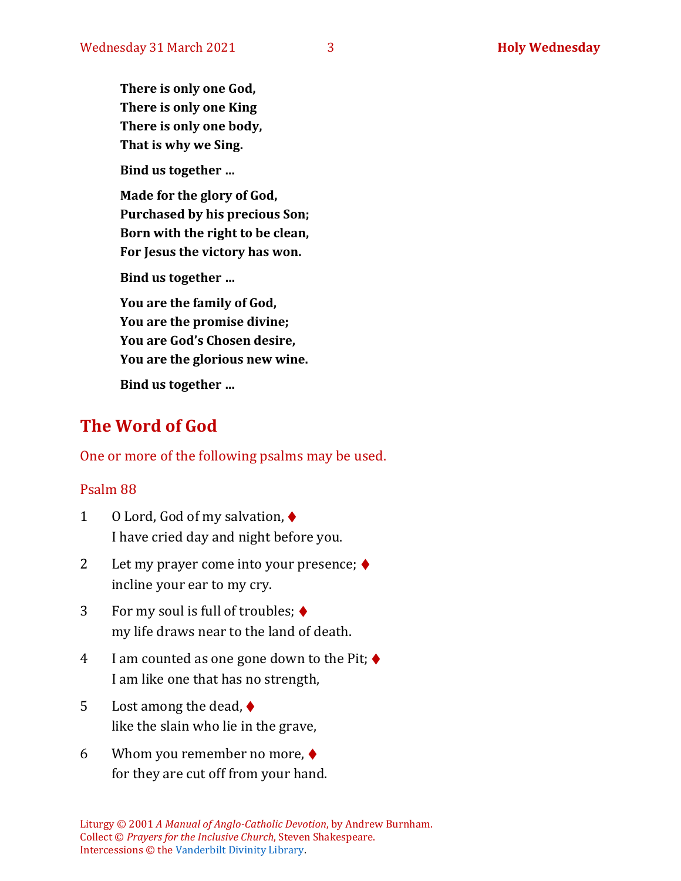**There is only one God,**
**There is only one King**
**There is only one body,**
**That is why we Sing.**

**Bind us together …**

**Made for the glory of God,**
**Purchased by his precious Son;**
**Born with the right to be clean,**
**For Jesus the victory has won.**

**Bind us together …**

**You are the family of God,**
**You are the promise divine;**
**You are God's Chosen desire,**
**You are the glorious new wine.**

**Bind us together …**

## The Word of God

One or more of the following psalms may be used.

### Psalm 88

1 O Lord, God of my salvation, ♦
I have cried day and night before you.

2 Let my prayer come into your presence; ♦
incline your ear to my cry.

3 For my soul is full of troubles; ♦
my life draws near to the land of death.

4 I am counted as one gone down to the Pit; ♦
I am like one that has no strength,

5 Lost among the dead, ♦
like the slain who lie in the grave,

6 Whom you remember no more, ♦
for they are cut off from your hand.

Liturgy © 2001 *A Manual of Anglo-Catholic Devotion*, by Andrew Burnham.
Collect © *Prayers for the Inclusive Church*, Steven Shakespeare.
Intercessions © the Vanderbilt Divinity Library.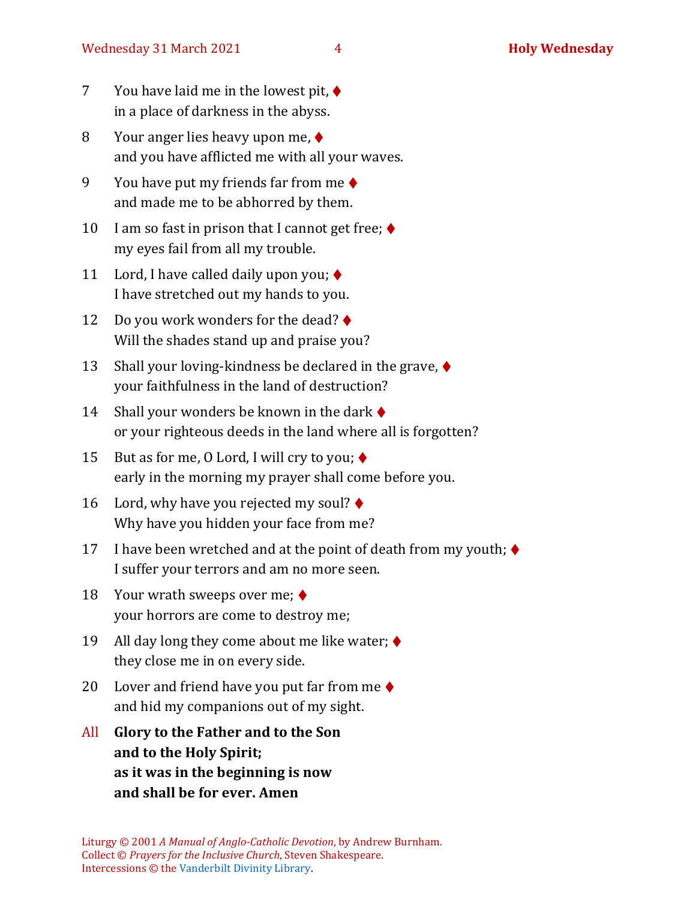7 You have laid me in the lowest pit, ♦
in a place of darkness in the abyss.

8 Your anger lies heavy upon me, ♦
and you have afflicted me with all your waves.

9 You have put my friends far from me ♦
and made me to be abhorred by them.

10 I am so fast in prison that I cannot get free; ♦
my eyes fail from all my trouble.

11 Lord, I have called daily upon you; ♦
I have stretched out my hands to you.

12 Do you work wonders for the dead? ♦
Will the shades stand up and praise you?

13 Shall your loving-kindness be declared in the grave, ♦
your faithfulness in the land of destruction?

14 Shall your wonders be known in the dark ♦
or your righteous deeds in the land where all is forgotten?

15 But as for me, O Lord, I will cry to you; ♦
early in the morning my prayer shall come before you.

16 Lord, why have you rejected my soul? ♦
Why have you hidden your face from me?

17 I have been wretched and at the point of death from my youth; ♦
I suffer your terrors and am no more seen.

18 Your wrath sweeps over me; ♦
your horrors are come to destroy me;

19 All day long they come about me like water; ♦
they close me in on every side.

20 Lover and friend have you put far from me ♦
and hid my companions out of my sight.

All **Glory to the Father and to the Son**
**and to the Holy Spirit;**
**as it was in the beginning is now**
**and shall be for ever. Amen**

Liturgy © 2001 *A Manual of Anglo-Catholic Devotion*, by Andrew Burnham.
Collect © *Prayers for the Inclusive Church*, Steven Shakespeare.
Intercessions © the Vanderbilt Divinity Library.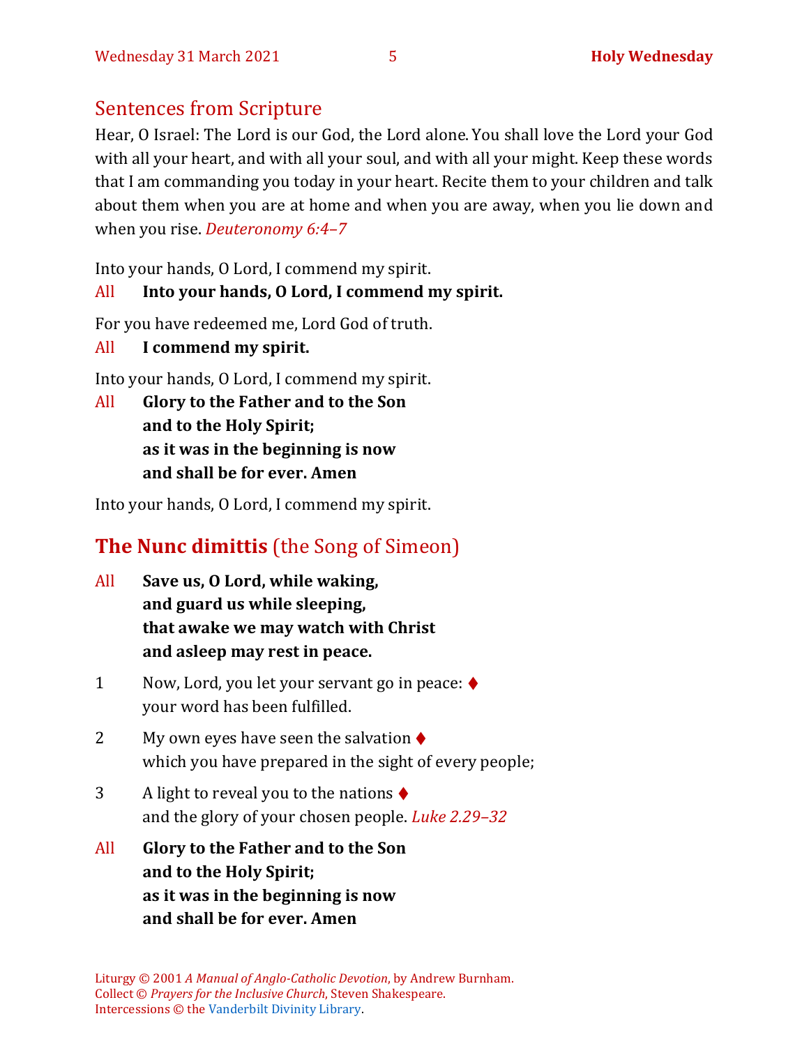## Sentences from Scripture

Hear, O Israel: The Lord is our God, the Lord alone. You shall love the Lord your God with all your heart, and with all your soul, and with all your might. Keep these words that I am commanding you today in your heart. Recite them to your children and talk about them when you are at home and when you are away, when you lie down and when you rise. *Deuteronomy 6:4–7*

Into your hands, O Lord, I commend my spirit.

All **Into your hands, O Lord, I commend my spirit.**

For you have redeemed me, Lord God of truth.

All **I commend my spirit.**

Into your hands, O Lord, I commend my spirit.

All **Glory to the Father and to the Son**
**and to the Holy Spirit;**
**as it was in the beginning is now**
**and shall be for ever. Amen**

Into your hands, O Lord, I commend my spirit.

## The Nunc dimittis (the Song of Simeon)

All **Save us, O Lord, while waking,**
**and guard us while sleeping,**
**that awake we may watch with Christ**
**and asleep may rest in peace.**

1 Now, Lord, you let your servant go in peace: ♦
your word has been fulfilled.

2 My own eyes have seen the salvation ♦
which you have prepared in the sight of every people;

3 A light to reveal you to the nations ♦
and the glory of your chosen people. *Luke 2.29–32*

All **Glory to the Father and to the Son**
**and to the Holy Spirit;**
**as it was in the beginning is now**
**and shall be for ever. Amen**

Liturgy © 2001 *A Manual of Anglo-Catholic Devotion*, by Andrew Burnham.
Collect © *Prayers for the Inclusive Church*, Steven Shakespeare.
Intercessions © the Vanderbilt Divinity Library.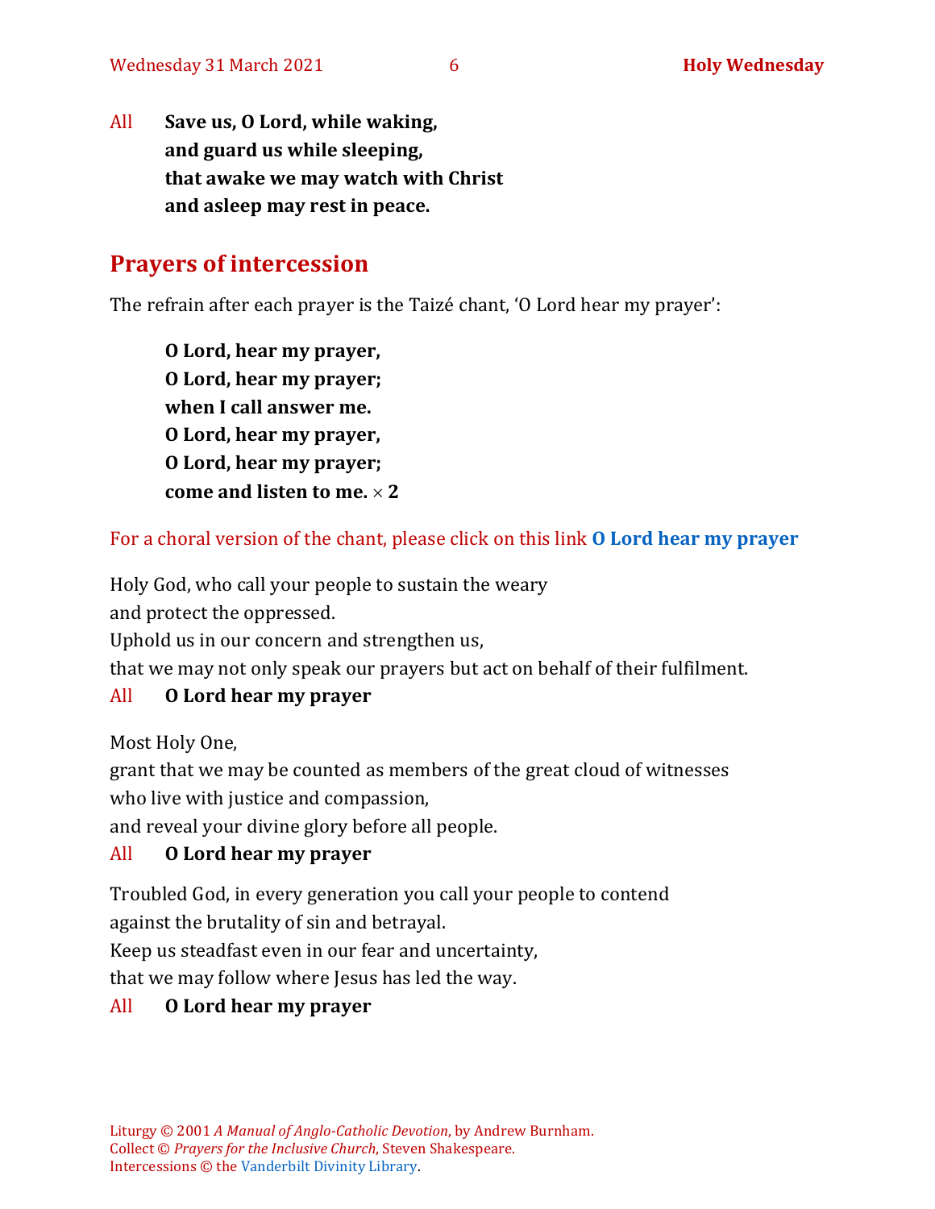All **Save us, O Lord, while waking,**
**and guard us while sleeping,**
**that awake we may watch with Christ**
**and asleep may rest in peace.**

## Prayers of intercession

The refrain after each prayer is the Taizé chant, 'O Lord hear my prayer':

**O Lord, hear my prayer,**
**O Lord, hear my prayer;**
**when I call answer me.**
**O Lord, hear my prayer,**
**O Lord, hear my prayer;**
**come and listen to me.** × **2**

For a choral version of the chant, please click on this link **O Lord hear my prayer**

Holy God, who call your people to sustain the weary
and protect the oppressed.
Uphold us in our concern and strengthen us,
that we may not only speak our prayers but act on behalf of their fulfilment.

All **O Lord hear my prayer**

Most Holy One,
grant that we may be counted as members of the great cloud of witnesses
who live with justice and compassion,
and reveal your divine glory before all people.

All **O Lord hear my prayer**

Troubled God, in every generation you call your people to contend
against the brutality of sin and betrayal.
Keep us steadfast even in our fear and uncertainty,
that we may follow where Jesus has led the way.

All **O Lord hear my prayer**

Liturgy © 2001 *A Manual of Anglo-Catholic Devotion*, by Andrew Burnham.
Collect © *Prayers for the Inclusive Church*, Steven Shakespeare.
Intercessions © the Vanderbilt Divinity Library.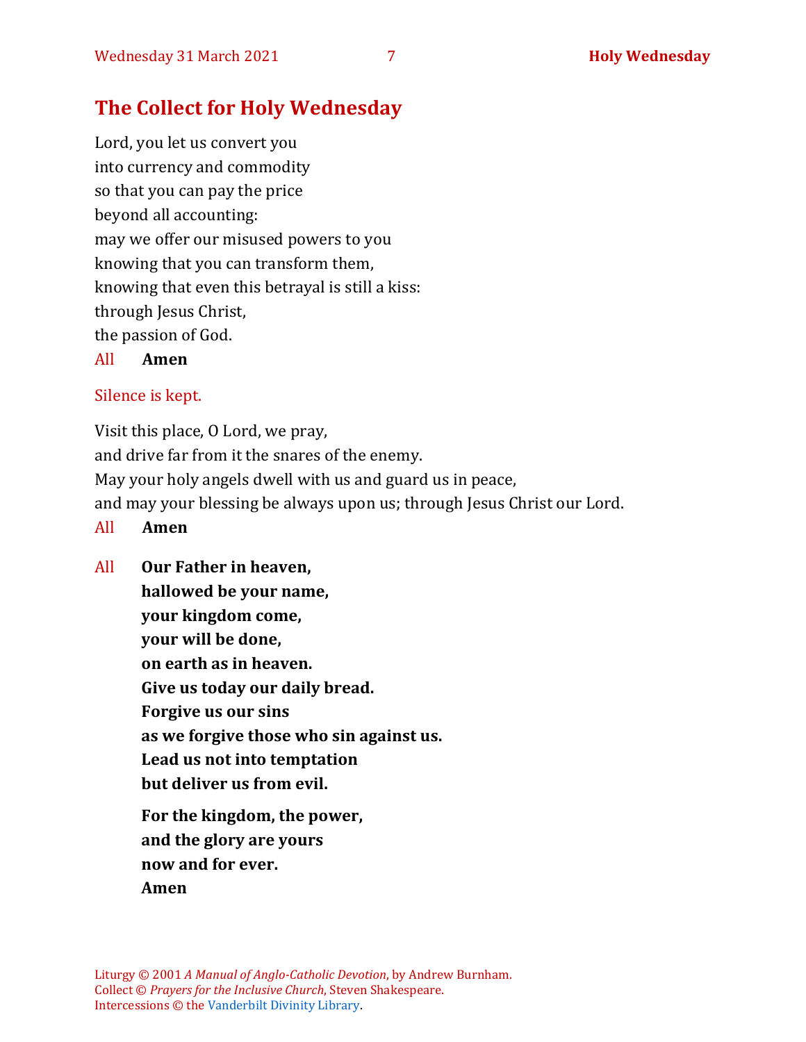## The Collect for Holy Wednesday

Lord, you let us convert you
into currency and commodity
so that you can pay the price
beyond all accounting:
may we offer our misused powers to you
knowing that you can transform them,
knowing that even this betrayal is still a kiss:
through Jesus Christ,
the passion of God.

All **Amen**

Silence is kept.

Visit this place, O Lord, we pray,
and drive far from it the snares of the enemy.
May your holy angels dwell with us and guard us in peace,
and may your blessing be always upon us; through Jesus Christ our Lord.

All **Amen**

All **Our Father in heaven,**
**hallowed be your name,**
**your kingdom come,**
**your will be done,**
**on earth as in heaven.**
**Give us today our daily bread.**
**Forgive us our sins**
**as we forgive those who sin against us.**
**Lead us not into temptation**
**but deliver us from evil.**

**For the kingdom, the power,**
**and the glory are yours**
**now and for ever.**
**Amen**

Liturgy © 2001 *A Manual of Anglo-Catholic Devotion*, by Andrew Burnham.
Collect © *Prayers for the Inclusive Church*, Steven Shakespeare.
Intercessions © the Vanderbilt Divinity Library.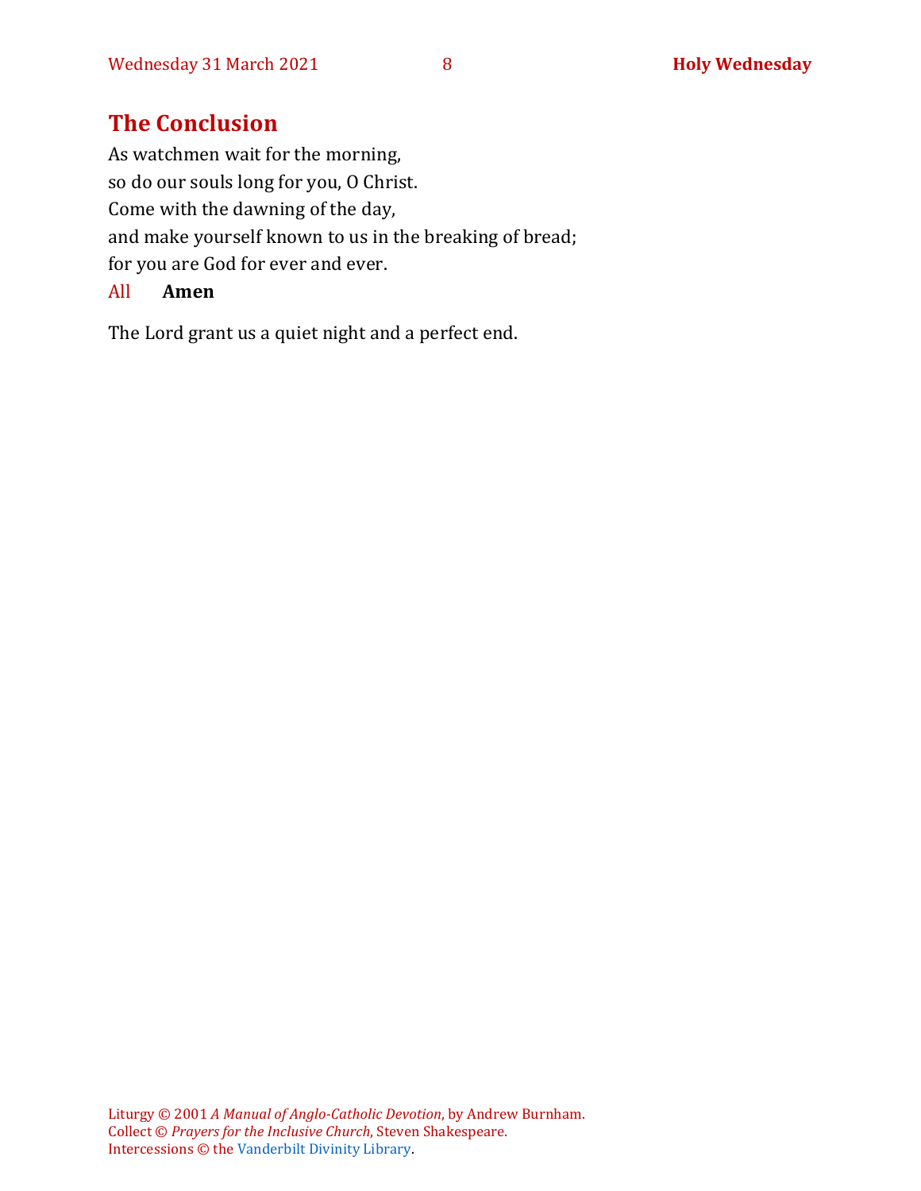## The Conclusion

As watchmen wait for the morning,
so do our souls long for you, O Christ.
Come with the dawning of the day,
and make yourself known to us in the breaking of bread;
for you are God for ever and ever.

All **Amen**

The Lord grant us a quiet night and a perfect end.

Liturgy © 2001 *A Manual of Anglo-Catholic Devotion*, by Andrew Burnham.
Collect © *Prayers for the Inclusive Church*, Steven Shakespeare.
Intercessions © the Vanderbilt Divinity Library.